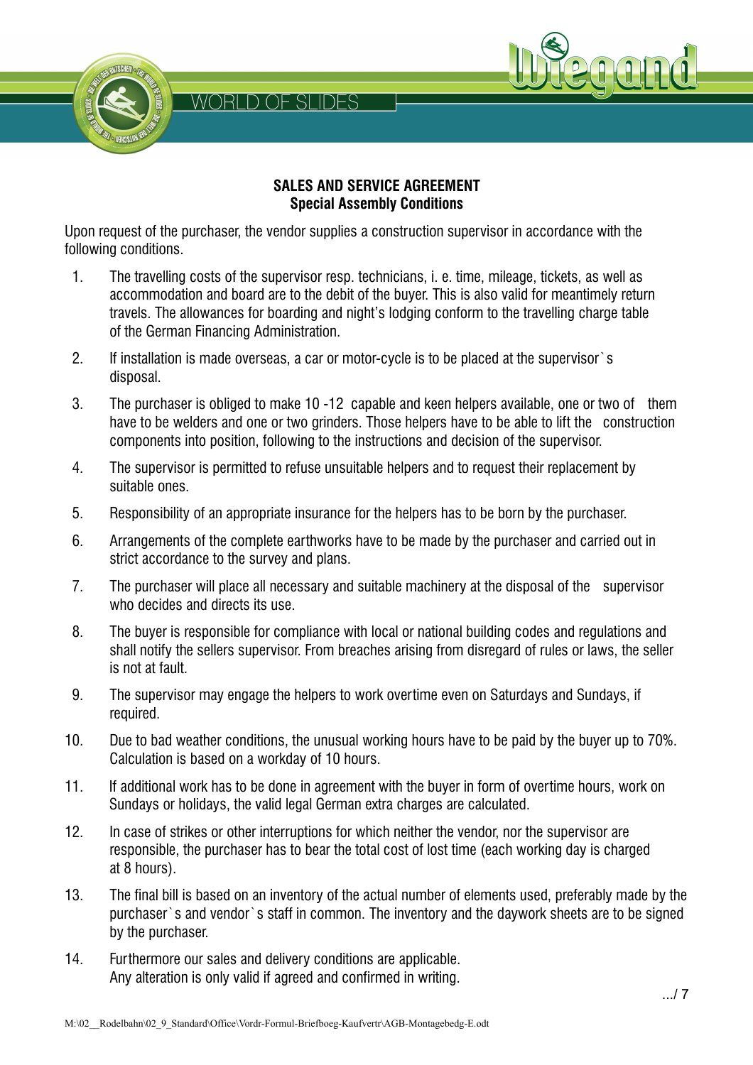## SALES AND SERVICE AGREEMENT
### Special Assembly Conditions

Upon request of the purchaser, the vendor supplies a construction supervisor in accordance with the following conditions.

1. The travelling costs of the supervisor resp. technicians, i. e. time, mileage, tickets, as well as accommodation and board are to the debit of the buyer. This is also valid for meantimely return travels. The allowances for boarding and night's lodging conform to the travelling charge table of the German Financing Administration.
2. If installation is made overseas, a car or motor-cycle is to be placed at the supervisor`s disposal.
3. The purchaser is obliged to make 10 -12 capable and keen helpers available, one or two of them have to be welders and one or two grinders. Those helpers have to be able to lift the construction components into position, following to the instructions and decision of the supervisor.
4. The supervisor is permitted to refuse unsuitable helpers and to request their replacement by suitable ones.
5. Responsibility of an appropriate insurance for the helpers has to be born by the purchaser.
6. Arrangements of the complete earthworks have to be made by the purchaser and carried out in strict accordance to the survey and plans.
7. The purchaser will place all necessary and suitable machinery at the disposal of the supervisor who decides and directs its use.
8. The buyer is responsible for compliance with local or national building codes and regulations and shall notify the sellers supervisor. From breaches arising from disregard of rules or laws, the seller is not at fault.
9. The supervisor may engage the helpers to work overtime even on Saturdays and Sundays, if required.
10. Due to bad weather conditions, the unusual working hours have to be paid by the buyer up to 70%. Calculation is based on a workday of 10 hours.
11. If additional work has to be done in agreement with the buyer in form of overtime hours, work on Sundays or holidays, the valid legal German extra charges are calculated.
12. In case of strikes or other interruptions for which neither the vendor, nor the supervisor are responsible, the purchaser has to bear the total cost of lost time (each working day is charged at 8 hours).
13. The final bill is based on an inventory of the actual number of elements used, preferably made by the purchaser`s and vendor`s staff in common. The inventory and the daywork sheets are to be signed by the purchaser.
14. Furthermore our sales and delivery conditions are applicable.
    Any alteration is only valid if agreed and confirmed in writing.

.../ 7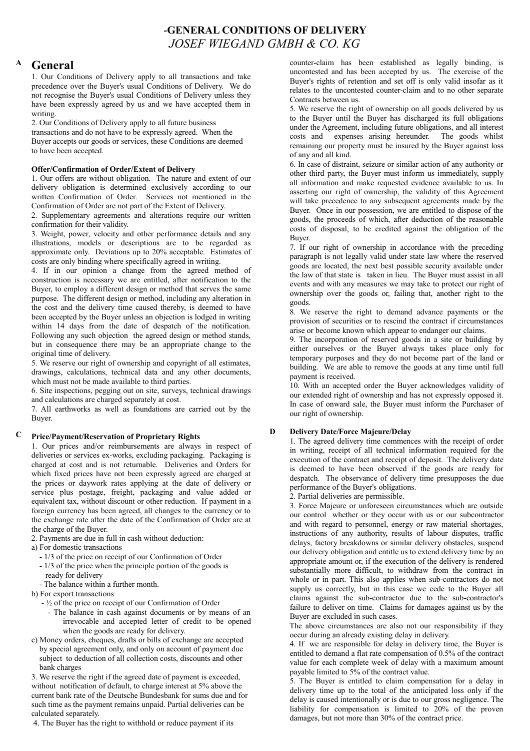# -GENERAL CONDITIONS OF DELIVERY

## *JOSEF WIEGAND GMBH & CO. KG*

## A General

1. Our Conditions of Delivery apply to all transactions and take precedence over the Buyer's usual Conditions of Delivery. We do not recognise the Buyer's usual Conditions of Delivery unless they have been expressly agreed by us and we have accepted them in writing.

2. Our Conditions of Delivery apply to all future business transactions and do not have to be expressly agreed. When the Buyer accepts our goods or services, these Conditions are deemed to have been accepted.

### Offer/Confirmation of Order/Extent of Delivery

1. Our offers are without obligation. The nature and extent of our delivery obligation is determined exclusively according to our written Confirmation of Order. Services not mentioned in the Confirmation of Order are not part of the Extent of Delivery.

2. Supplementary agreements and alterations require our written confirmation for their validity.

3. Weight, power, velocity and other performance details and any illustrations, models or descriptions are to be regarded as approximate only. Deviations up to 20% acceptable. Estimates of costs are only binding where specifically agreed in writing.

4. If in our opinion a change from the agreed method of construction is necessary we are entitled, after notification to the Buyer, to employ a different design or method that serves the same purpose. The different design or method, including any alteration in the cost and the delivery time caused thereby, is deemed to have been accepted by the Buyer unless an objection is lodged in writing within 14 days from the date of despatch of the notification. Following any such objection the agreed design or method stands, but in consequence there may be an appropriate change to the original time of delivery.

5. We reserve our right of ownership and copyright of all estimates, drawings, calculations, technical data and any other documents, which must not be made available to third parties.

6. Site inspections, pegging out on site, surveys, technical drawings and calculations are charged separately at cost.

7. All earthworks as well as foundations are carried out by the Buyer.

## C Price/Payment/Reservation of Proprietary Rights

1. Our prices and/or reimbursements are always in respect of deliveries or services ex-works, excluding packaging. Packaging is charged at cost and is not returnable. Deliveries and Orders for which fixed prices have not been expressly agreed are charged at the prices or daywork rates applying at the date of delivery or service plus postage, freight, packaging and value added or equivalent tax, without discount or other reduction. If payment in a foreign currency has been agreed, all changes to the currency or to the exchange rate after the date of the Confirmation of Order are at the charge of the Buyer.

2. Payments are due in full in cash without deduction:

a) For domestic transactions
- 1/3 of the price on receipt of our Confirmation of Order
- 1/3 of the price when the principle portion of the goods is ready for delivery
- The balance within a further month.

b) For export transactions
- ½ of the price on receipt of our Confirmation of Order
- The balance in cash against documents or by means of an irrevocable and accepted letter of credit to be opened when the goods are ready for delivery.

c) Money orders, cheques, drafts or bills of exchange are accepted by special agreement only, and only on account of payment due subject to deduction of all collection costs, discounts and other bank charges

3. We reserve the right if the agreed date of payment is exceeded, without notification of default, to charge interest at 5% above the current bank rate of the Deutsche Bundesbank for sums due and for such time as the payment remains unpaid. Partial deliveries can be calculated separately.

4. The Buyer has the right to withhold or reduce payment if its counter-claim has been established as legally binding, is uncontested and has been accepted by us. The exercise of the Buyer's rights of retention and set off is only valid insofar as it relates to the uncontested counter-claim and to no other separate Contracts between us.

5. We reserve the right of ownership on all goods delivered by us to the Buyer until the Buyer has discharged its full obligations under the Agreement, including future obligations, and all interest costs and expenses arising hereunder. The goods whilst remaining our property must be insured by the Buyer against loss of any and all kind.

6. In case of distraint, seizure or similar action of any authority or other third party, the Buyer must inform us immediately, supply all information and make requested evidence available to us. In asserting our right of ownership, the validity of this Agreement will take precedence to any subsequent agreements made by the Buyer. Once in our possession, we are entitled to dispose of the goods, the proceeds of which, after deduction of the reasonable costs of disposal, to be credited against the obligation of the Buyer.

7. If our right of ownership in accordance with the preceding paragraph is not legally valid under state law where the reserved goods are located, the next best possible security available under the law of that state is taken in lieu. The Buyer must assist in all events and with any measures we may take to protect our right of ownership over the goods or, failing that, another right to the goods.

8. We reserve the right to demand advance payments or the provision of securities or to rescind the contract if circumstances arise or become known which appear to endanger our claims.

9. The incorporation of reserved goods in a site or building by either ourselves or the Buyer always takes place only for temporary purposes and they do not become part of the land or building. We are able to remove the goods at any time until full payment is received.

10. With an accepted order the Buyer acknowledges validity of our extended right of ownership and has not expressly opposed it. In case of onward sale, the Buyer must inform the Purchaser of our right of ownership.

## D Delivery Date/Force Majeure/Delay

1. The agreed delivery time commences with the receipt of order in writing, receipt of all technical information required for the execution of the contract and receipt of deposit. The delivery date is deemed to have been observed if the goods are ready for despatch. The observance of delivery time presupposes the due performance of the Buyer's obligations.

2. Partial deliveries are permissible.

3. Force Majeure or unforeseen circumstances which are outside our control whether or they occur with us or our subcontractor and with regard to personnel, energy or raw material shortages, instructions of any authority, results of labour disputes, traffic delays, factory breakdowns or similar delivery obstacles, suspend our delivery obligation and entitle us to extend delivery time by an appropriate amount or, if the execution of the delivery is rendered substantially more difficult, to withdraw from the contract in whole or in part. This also applies when sub-contractors do not supply us correctly, but in this case we cede to the Buyer all claims against the sub-contractor due to the sub-contractor's failure to deliver on time. Claims for damages against us by the Buyer are excluded in such cases.

The above circumstances are also not our responsibility if they occur during an already existing delay in delivery.

4. If we are responsible for delay in delivery time, the Buyer is entitled to demand a flat rate compensation of 0.5% of the contract value for each complete week of delay with a maximum amount payable limited to 5% of the contract value.

5. The Buyer is entitled to claim compensation for a delay in delivery time up to the total of the anticipated loss only if the delay is caused intentionally or is due to our gross negligence. The liability for compensation is limited to 20% of the proven damages, but not more than 30% of the contract price.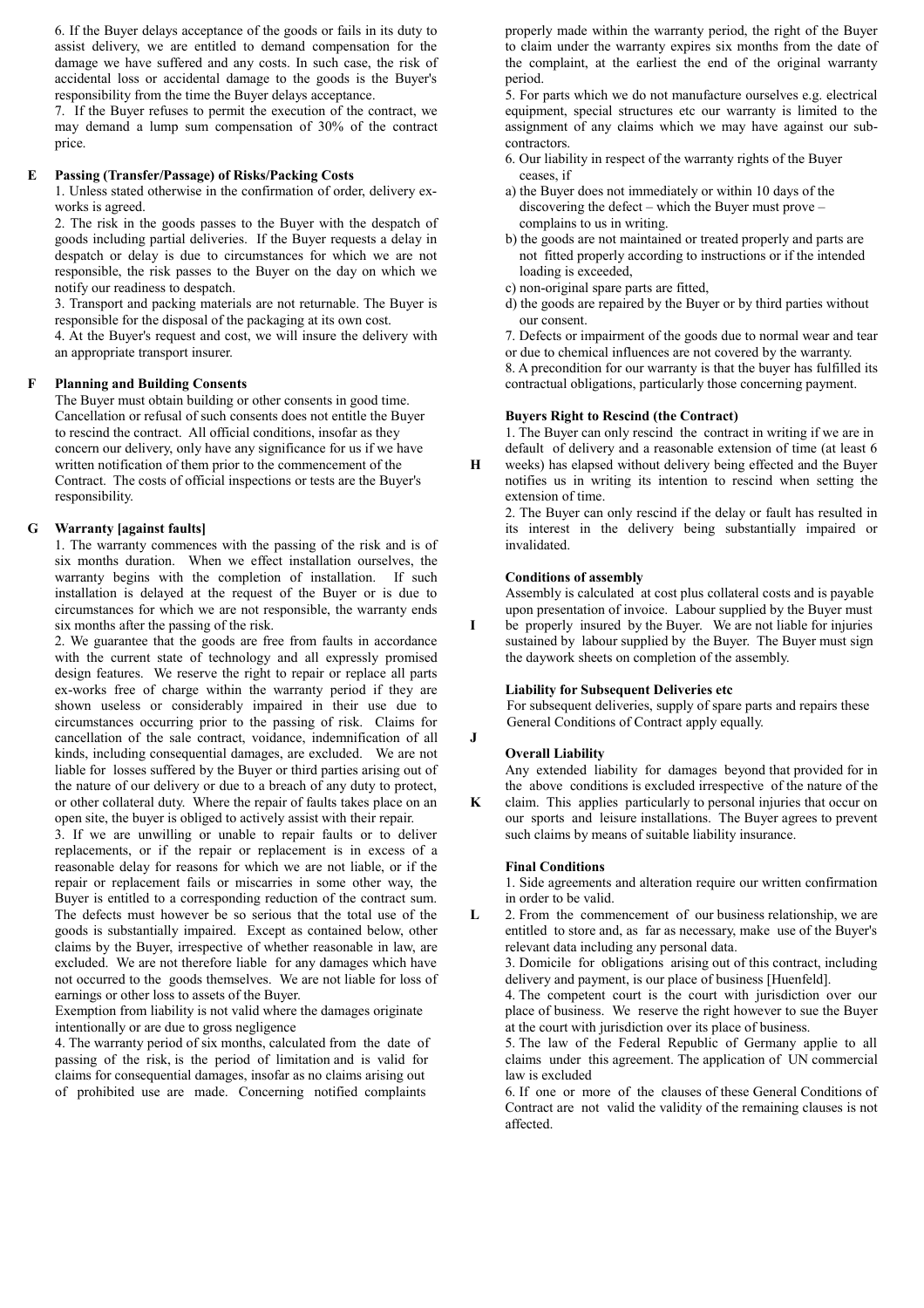6. If the Buyer delays acceptance of the goods or fails in its duty to assist delivery, we are entitled to demand compensation for the damage we have suffered and any costs. In such case, the risk of accidental loss or accidental damage to the goods is the Buyer's responsibility from the time the Buyer delays acceptance.

7. If the Buyer refuses to permit the execution of the contract, we may demand a lump sum compensation of 30% of the contract price.

## E Passing (Transfer/Passage) of Risks/Packing Costs

1. Unless stated otherwise in the confirmation of order, delivery ex-works is agreed.

2. The risk in the goods passes to the Buyer with the despatch of goods including partial deliveries. If the Buyer requests a delay in despatch or delay is due to circumstances for which we are not responsible, the risk passes to the Buyer on the day on which we notify our readiness to despatch.

3. Transport and packing materials are not returnable. The Buyer is responsible for the disposal of the packaging at its own cost.

4. At the Buyer's request and cost, we will insure the delivery with an appropriate transport insurer.

## F Planning and Building Consents

The Buyer must obtain building or other consents in good time. Cancellation or refusal of such consents does not entitle the Buyer to rescind the contract. All official conditions, insofar as they concern our delivery, only have any significance for us if we have written notification of them prior to the commencement of the Contract. The costs of official inspections or tests are the Buyer's responsibility.

## G Warranty [against faults]

1. The warranty commences with the passing of the risk and is of six months duration. When we effect installation ourselves, the warranty begins with the completion of installation. If such installation is delayed at the request of the Buyer or is due to circumstances for which we are not responsible, the warranty ends six months after the passing of the risk.

2. We guarantee that the goods are free from faults in accordance with the current state of technology and all expressly promised design features. We reserve the right to repair or replace all parts ex-works free of charge within the warranty period if they are shown useless or considerably impaired in their use due to circumstances occurring prior to the passing of risk. Claims for cancellation of the sale contract, voidance, indemnification of all kinds, including consequential damages, are excluded. We are not liable for losses suffered by the Buyer or third parties arising out of the nature of our delivery or due to a breach of any duty to protect, or other collateral duty. Where the repair of faults takes place on an open site, the buyer is obliged to actively assist with their repair.

3. If we are unwilling or unable to repair faults or to deliver replacements, or if the repair or replacement is in excess of a reasonable delay for reasons for which we are not liable, or if the repair or replacement fails or miscarries in some other way, the Buyer is entitled to a corresponding reduction of the contract sum. The defects must however be so serious that the total use of the goods is substantially impaired. Except as contained below, other claims by the Buyer, irrespective of whether reasonable in law, are excluded. We are not therefore liable for any damages which have not occurred to the goods themselves. We are not liable for loss of earnings or other loss to assets of the Buyer.

Exemption from liability is not valid where the damages originate intentionally or are due to gross negligence

4. The warranty period of six months, calculated from the date of passing of the risk, is the period of limitation and is valid for claims for consequential damages, insofar as no claims arising out of prohibited use are made. Concerning notified complaints properly made within the warranty period, the right of the Buyer to claim under the warranty expires six months from the date of the complaint, at the earliest the end of the original warranty period.

5. For parts which we do not manufacture ourselves e.g. electrical equipment, special structures etc our warranty is limited to the assignment of any claims which we may have against our sub-contractors.

6. Our liability in respect of the warranty rights of the Buyer ceases, if

a) the Buyer does not immediately or within 10 days of the discovering the defect – which the Buyer must prove – complains to us in writing.

b) the goods are not maintained or treated properly and parts are not fitted properly according to instructions or if the intended loading is exceeded,

c) non-original spare parts are fitted,

d) the goods are repaired by the Buyer or by third parties without our consent.

7. Defects or impairment of the goods due to normal wear and tear or due to chemical influences are not covered by the warranty.

8. A precondition for our warranty is that the buyer has fulfilled its contractual obligations, particularly those concerning payment.

## H Buyers Right to Rescind (the Contract)

1. The Buyer can only rescind the contract in writing if we are in default of delivery and a reasonable extension of time (at least 6 weeks) has elapsed without delivery being effected and the Buyer notifies us in writing its intention to rescind when setting the extension of time.

2. The Buyer can only rescind if the delay or fault has resulted in its interest in the delivery being substantially impaired or invalidated.

## I Conditions of assembly

Assembly is calculated at cost plus collateral costs and is payable upon presentation of invoice. Labour supplied by the Buyer must be properly insured by the Buyer. We are not liable for injuries sustained by labour supplied by the Buyer. The Buyer must sign the daywork sheets on completion of the assembly.

## J Liability for Subsequent Deliveries etc

For subsequent deliveries, supply of spare parts and repairs these General Conditions of Contract apply equally.

## K Overall Liability

Any extended liability for damages beyond that provided for in the above conditions is excluded irrespective of the nature of the claim. This applies particularly to personal injuries that occur on our sports and leisure installations. The Buyer agrees to prevent such claims by means of suitable liability insurance.

## L Final Conditions

1. Side agreements and alteration require our written confirmation in order to be valid.

2. From the commencement of our business relationship, we are entitled to store and, as far as necessary, make use of the Buyer's relevant data including any personal data.

3. Domicile for obligations arising out of this contract, including delivery and payment, is our place of business [Huenfeld].

4. The competent court is the court with jurisdiction over our place of business. We reserve the right however to sue the Buyer at the court with jurisdiction over its place of business.

5. The law of the Federal Republic of Germany applie to all claims under this agreement. The application of UN commercial law is excluded

6. If one or more of the clauses of these General Conditions of Contract are not valid the validity of the remaining clauses is not affected.